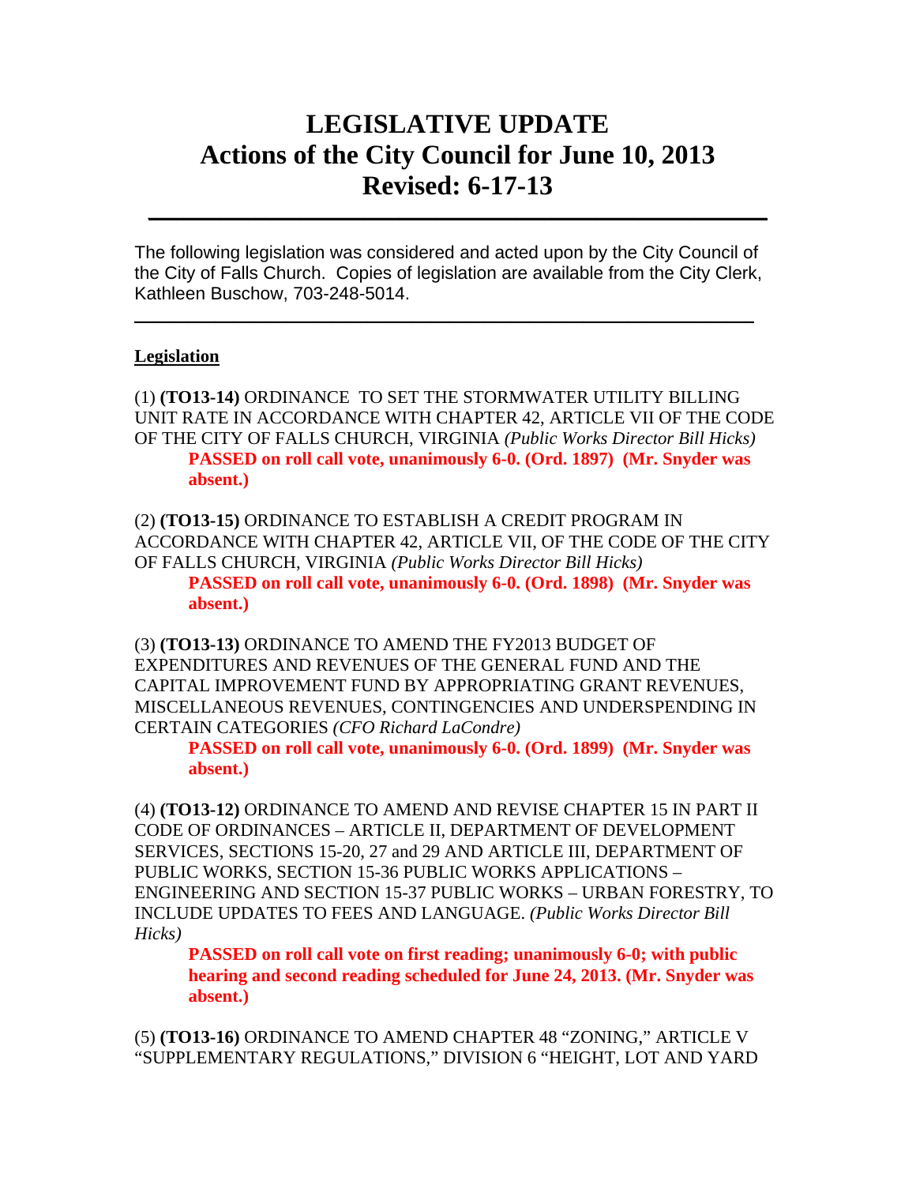# LEGISLATIVE UPDATE
# Actions of the City Council for June 10, 2013
# Revised: 6-17-13

---

The following legislation was considered and acted upon by the City Council of the City of Falls Church. Copies of legislation are available from the City Clerk, Kathleen Buschow, 703-248-5014.

---

**Legislation**

(1) **(TO13-14)** ORDINANCE TO SET THE STORMWATER UTILITY BILLING UNIT RATE IN ACCORDANCE WITH CHAPTER 42, ARTICLE VII OF THE CODE OF THE CITY OF FALLS CHURCH, VIRGINIA *(Public Works Director Bill Hicks)*

> **PASSED on roll call vote, unanimously 6-0. (Ord. 1897) (Mr. Snyder was absent.)**

(2) **(TO13-15)** ORDINANCE TO ESTABLISH A CREDIT PROGRAM IN ACCORDANCE WITH CHAPTER 42, ARTICLE VII, OF THE CODE OF THE CITY OF FALLS CHURCH, VIRGINIA *(Public Works Director Bill Hicks)*

> **PASSED on roll call vote, unanimously 6-0. (Ord. 1898) (Mr. Snyder was absent.)**

(3) **(TO13-13)** ORDINANCE TO AMEND THE FY2013 BUDGET OF EXPENDITURES AND REVENUES OF THE GENERAL FUND AND THE CAPITAL IMPROVEMENT FUND BY APPROPRIATING GRANT REVENUES, MISCELLANEOUS REVENUES, CONTINGENCIES AND UNDERSPENDING IN CERTAIN CATEGORIES *(CFO Richard LaCondre)*

> **PASSED on roll call vote, unanimously 6-0. (Ord. 1899) (Mr. Snyder was absent.)**

(4) **(TO13-12)** ORDINANCE TO AMEND AND REVISE CHAPTER 15 IN PART II CODE OF ORDINANCES – ARTICLE II, DEPARTMENT OF DEVELOPMENT SERVICES, SECTIONS 15-20, 27 and 29 AND ARTICLE III, DEPARTMENT OF PUBLIC WORKS, SECTION 15-36 PUBLIC WORKS APPLICATIONS – ENGINEERING AND SECTION 15-37 PUBLIC WORKS – URBAN FORESTRY, TO INCLUDE UPDATES TO FEES AND LANGUAGE. *(Public Works Director Bill Hicks)*

> **PASSED on roll call vote on first reading; unanimously 6-0; with public hearing and second reading scheduled for June 24, 2013. (Mr. Snyder was absent.)**

(5) **(TO13-16)** ORDINANCE TO AMEND CHAPTER 48 "ZONING," ARTICLE V "SUPPLEMENTARY REGULATIONS," DIVISION 6 "HEIGHT, LOT AND YARD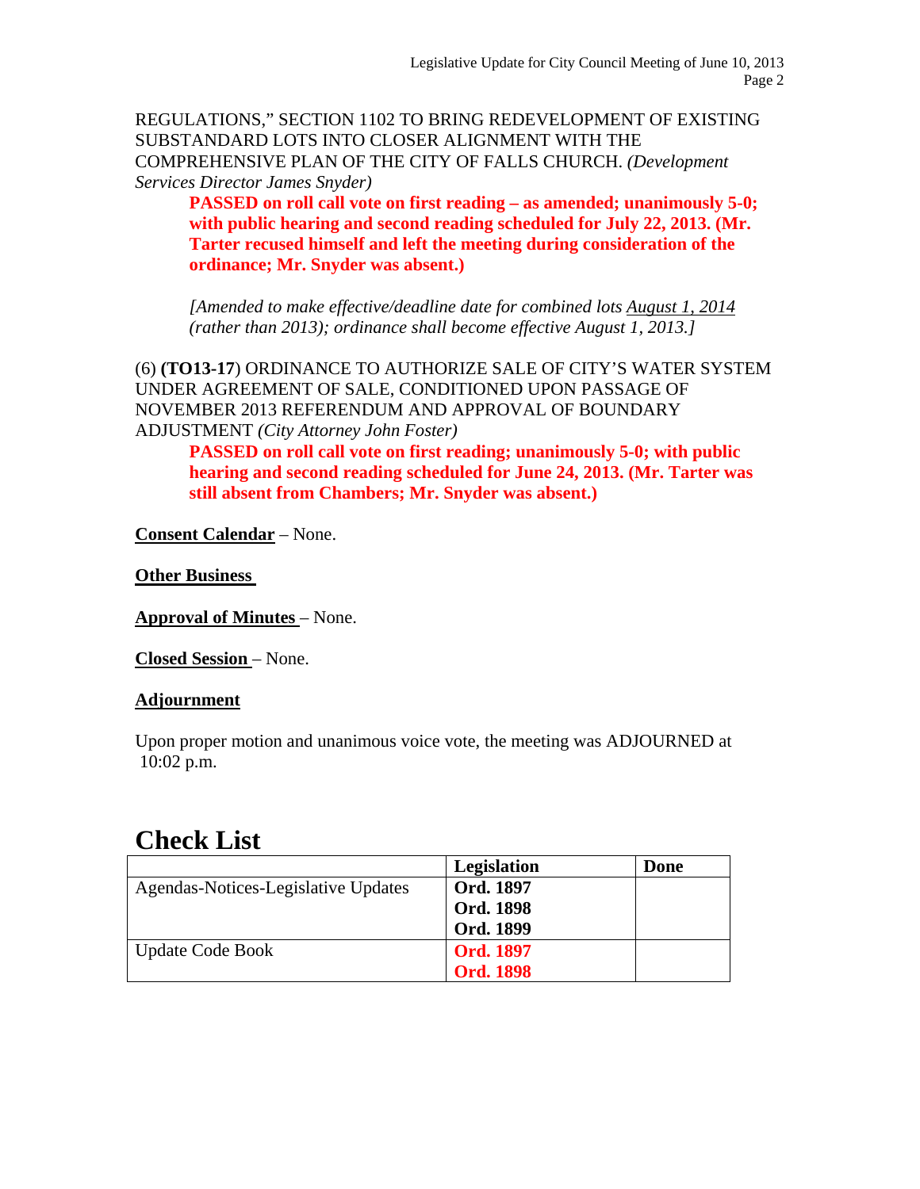REGULATIONS," SECTION 1102 TO BRING REDEVELOPMENT OF EXISTING SUBSTANDARD LOTS INTO CLOSER ALIGNMENT WITH THE COMPREHENSIVE PLAN OF THE CITY OF FALLS CHURCH. *(Development Services Director James Snyder)*

> **PASSED on roll call vote on first reading – as amended; unanimously 5-0; with public hearing and second reading scheduled for July 22, 2013. (Mr. Tarter recused himself and left the meeting during consideration of the ordinance; Mr. Snyder was absent.)**
>
> *[Amended to make effective/deadline date for combined lots August 1, 2014 (rather than 2013); ordinance shall become effective August 1, 2013.]*

(6) **(TO13-17**) ORDINANCE TO AUTHORIZE SALE OF CITY'S WATER SYSTEM UNDER AGREEMENT OF SALE, CONDITIONED UPON PASSAGE OF NOVEMBER 2013 REFERENDUM AND APPROVAL OF BOUNDARY ADJUSTMENT *(City Attorney John Foster)*

> **PASSED on roll call vote on first reading; unanimously 5-0; with public hearing and second reading scheduled for June 24, 2013. (Mr. Tarter was still absent from Chambers; Mr. Snyder was absent.)**

**Consent Calendar** – None.

**Other Business**

**Approval of Minutes** – None.

**Closed Session** – None.

**Adjournment**

Upon proper motion and unanimous voice vote, the meeting was ADJOURNED at 10:02 p.m.

# Check List

| | Legislation | Done |
|---|---|---|
| Agendas-Notices-Legislative Updates | **Ord. 1897**<br>**Ord. 1898**<br>**Ord. 1899** | |
| Update Code Book | **Ord. 1897**<br>**Ord. 1898** | |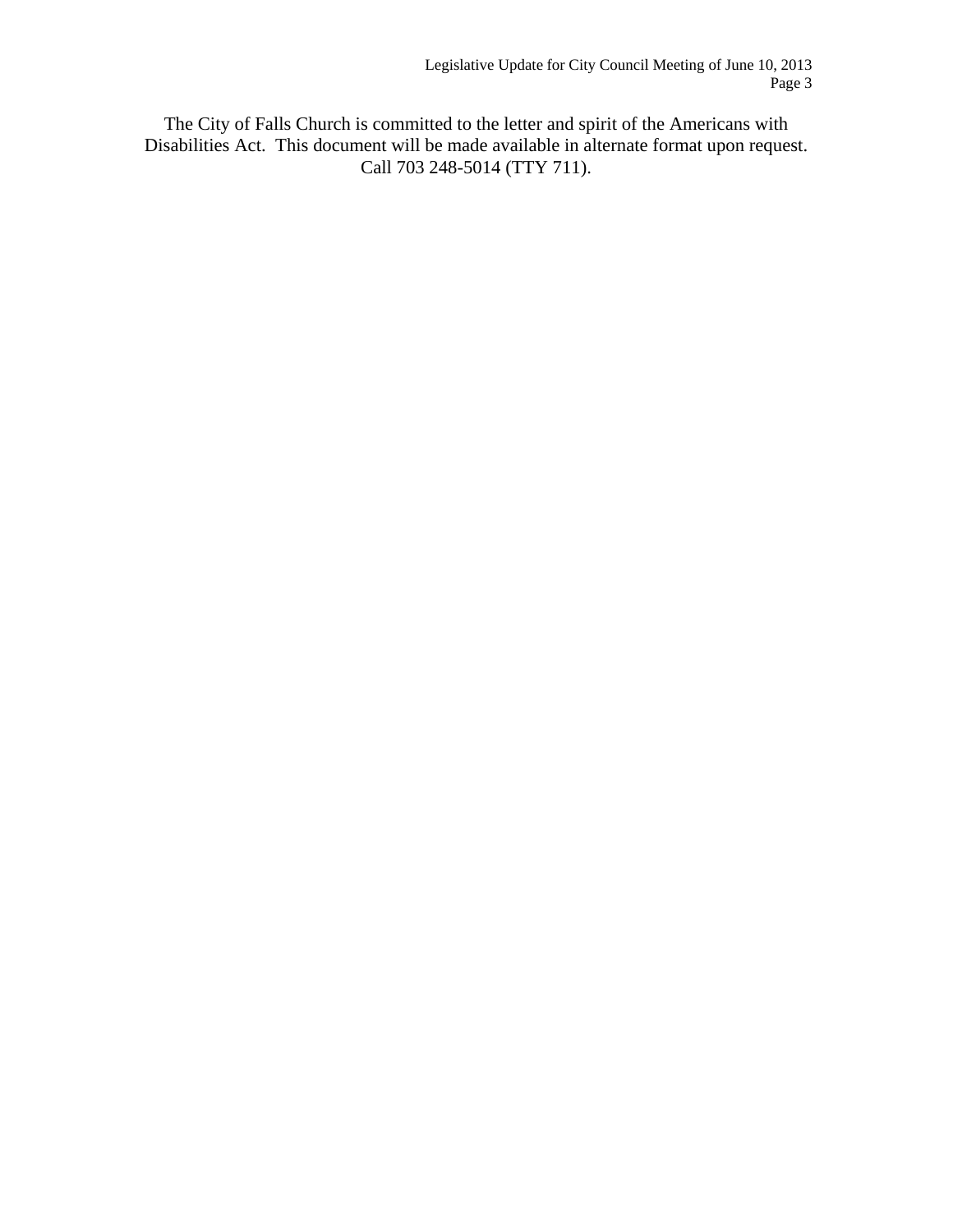The City of Falls Church is committed to the letter and spirit of the Americans with Disabilities Act. This document will be made available in alternate format upon request. Call 703 248-5014 (TTY 711).